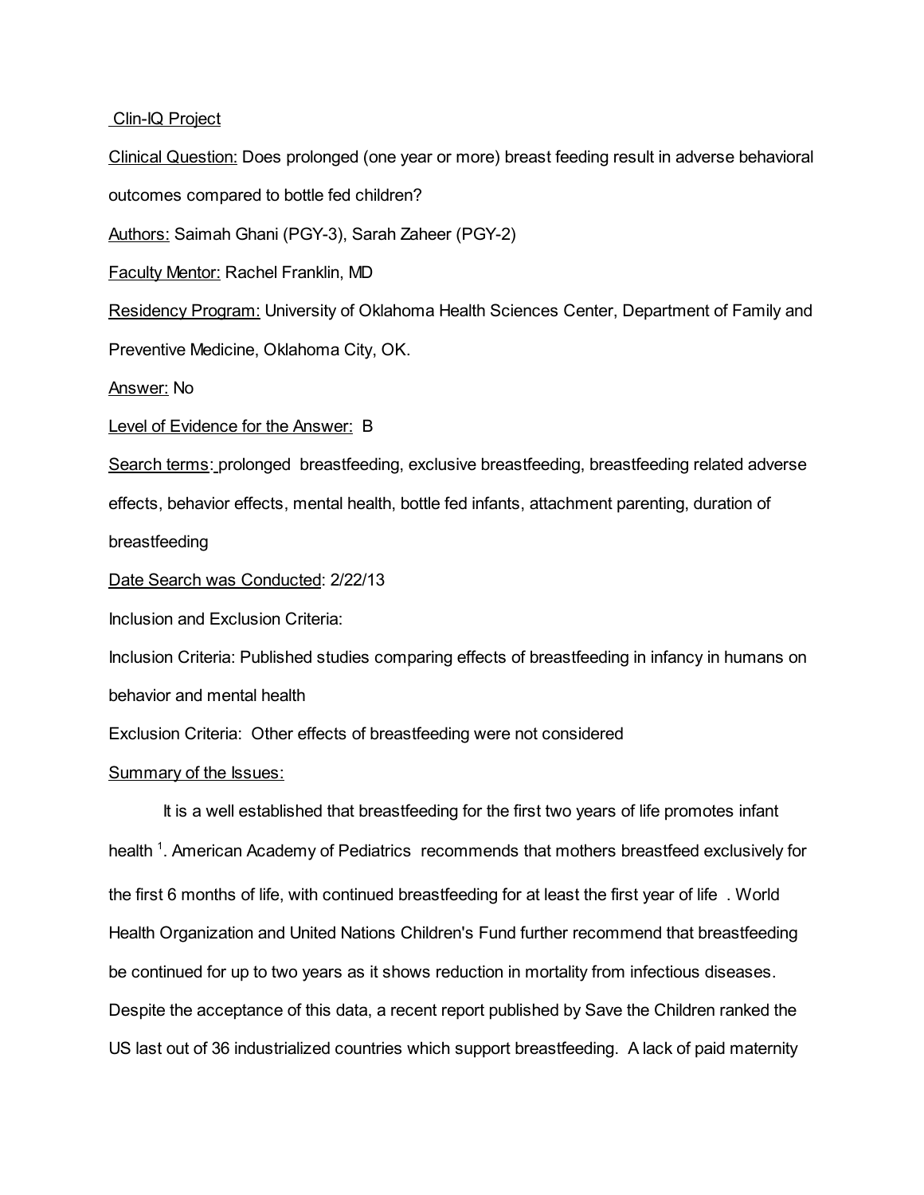Clin-IQ Project

Clinical Question: Does prolonged (one year or more) breast feeding result in adverse behavioral outcomes compared to bottle fed children?

Authors: Saimah Ghani (PGY-3), Sarah Zaheer (PGY-2)

Faculty Mentor: Rachel Franklin, MD

Residency Program: University of Oklahoma Health Sciences Center, Department of Family and Preventive Medicine, Oklahoma City, OK.

Answer: No

Level of Evidence for the Answer: B

Search terms: prolonged breastfeeding, exclusive breastfeeding, breastfeeding related adverse effects, behavior effects, mental health, bottle fed infants, attachment parenting, duration of breastfeeding

Date Search was Conducted: 2/22/13

Inclusion and Exclusion Criteria:

Inclusion Criteria: Published studies comparing effects of breastfeeding in infancy in humans on behavior and mental health

Exclusion Criteria: Other effects of breastfeeding were not considered

Summary of the Issues:

It is a well established that breastfeeding for the first two years of life promotes infant health [1]. American Academy of Pediatrics recommends that mothers breastfeed exclusively for the first 6 months of life, with continued breastfeeding for at least the first year of life . World Health Organization and United Nations Children's Fund further recommend that breastfeeding be continued for up to two years as it shows reduction in mortality from infectious diseases. Despite the acceptance of this data, a recent report published by Save the Children ranked the US last out of 36 industrialized countries which support breastfeeding. A lack of paid maternity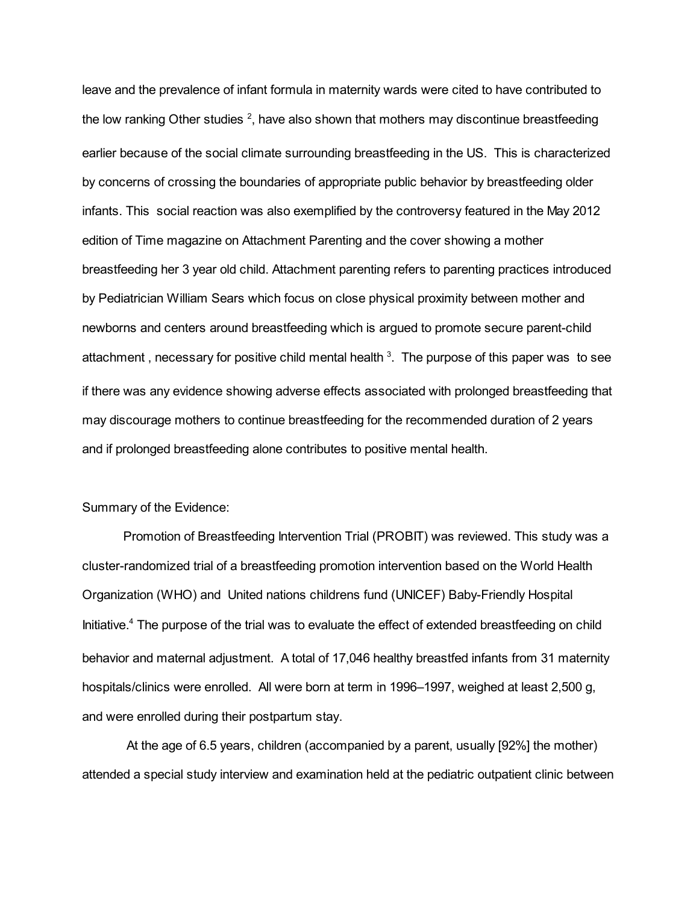leave and the prevalence of infant formula in maternity wards were cited to have contributed to the low ranking Other studies [2], have also shown that mothers may discontinue breastfeeding earlier because of the social climate surrounding breastfeeding in the US. This is characterized by concerns of crossing the boundaries of appropriate public behavior by breastfeeding older infants. This social reaction was also exemplified by the controversy featured in the May 2012 edition of Time magazine on Attachment Parenting and the cover showing a mother breastfeeding her 3 year old child. Attachment parenting refers to parenting practices introduced by Pediatrician William Sears which focus on close physical proximity between mother and newborns and centers around breastfeeding which is argued to promote secure parent-child attachment , necessary for positive child mental health [3]. The purpose of this paper was to see if there was any evidence showing adverse effects associated with prolonged breastfeeding that may discourage mothers to continue breastfeeding for the recommended duration of 2 years and if prolonged breastfeeding alone contributes to positive mental health.

Summary of the Evidence:

Promotion of Breastfeeding Intervention Trial (PROBIT) was reviewed. This study was a cluster-randomized trial of a breastfeeding promotion intervention based on the World Health Organization (WHO) and United nations childrens fund (UNICEF) Baby-Friendly Hospital Initiative.[4] The purpose of the trial was to evaluate the effect of extended breastfeeding on child behavior and maternal adjustment. A total of 17,046 healthy breastfed infants from 31 maternity hospitals/clinics were enrolled. All were born at term in 1996–1997, weighed at least 2,500 g, and were enrolled during their postpartum stay.

At the age of 6.5 years, children (accompanied by a parent, usually [92%] the mother) attended a special study interview and examination held at the pediatric outpatient clinic between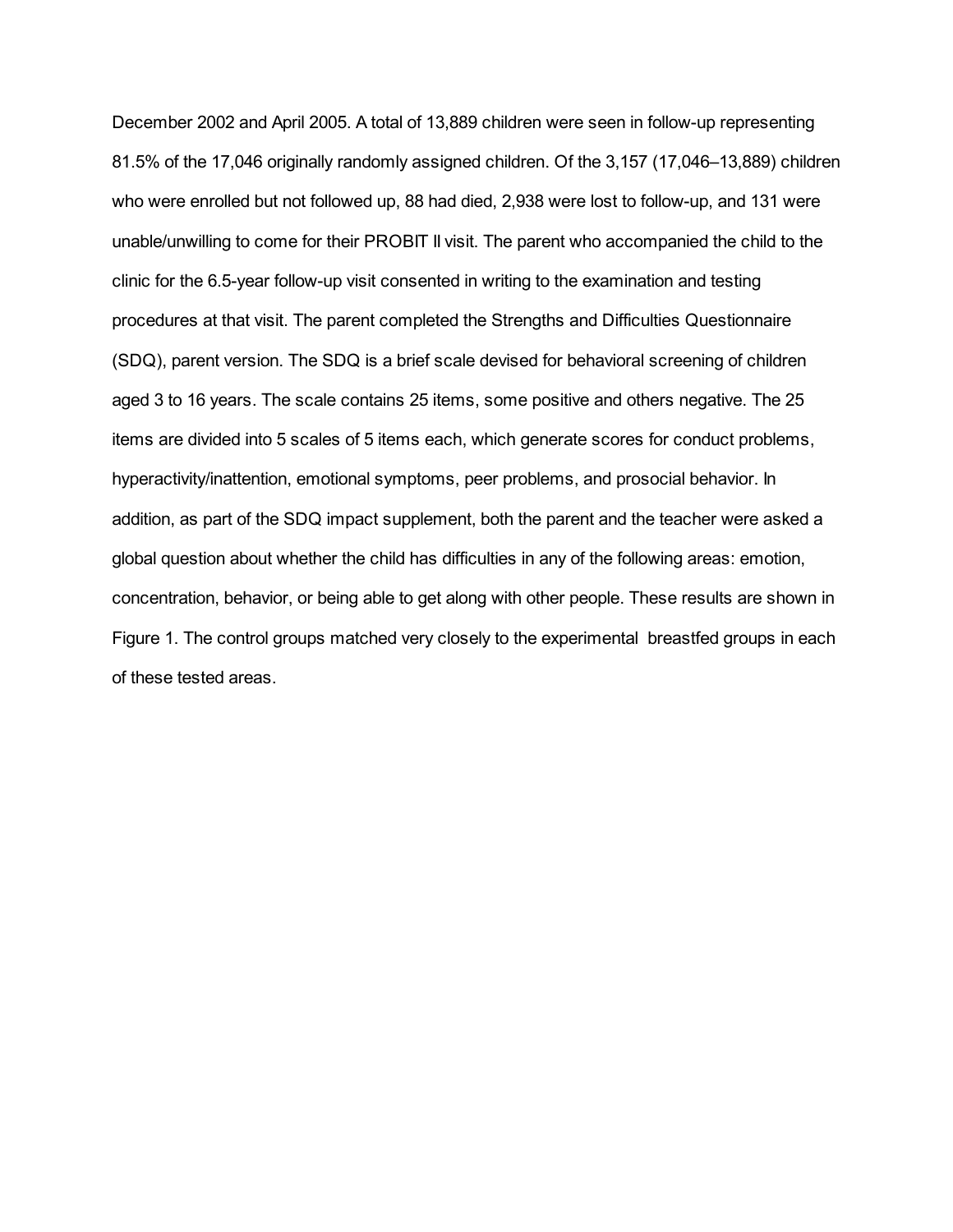December 2002 and April 2005. A total of 13,889 children were seen in follow-up representing 81.5% of the 17,046 originally randomly assigned children. Of the 3,157 (17,046–13,889) children who were enrolled but not followed up, 88 had died, 2,938 were lost to follow-up, and 131 were unable/unwilling to come for their PROBIT II visit. The parent who accompanied the child to the clinic for the 6.5-year follow-up visit consented in writing to the examination and testing procedures at that visit. The parent completed the Strengths and Difficulties Questionnaire (SDQ), parent version. The SDQ is a brief scale devised for behavioral screening of children aged 3 to 16 years. The scale contains 25 items, some positive and others negative. The 25 items are divided into 5 scales of 5 items each, which generate scores for conduct problems, hyperactivity/inattention, emotional symptoms, peer problems, and prosocial behavior. In addition, as part of the SDQ impact supplement, both the parent and the teacher were asked a global question about whether the child has difficulties in any of the following areas: emotion, concentration, behavior, or being able to get along with other people. These results are shown in Figure 1. The control groups matched very closely to the experimental breastfed groups in each of these tested areas.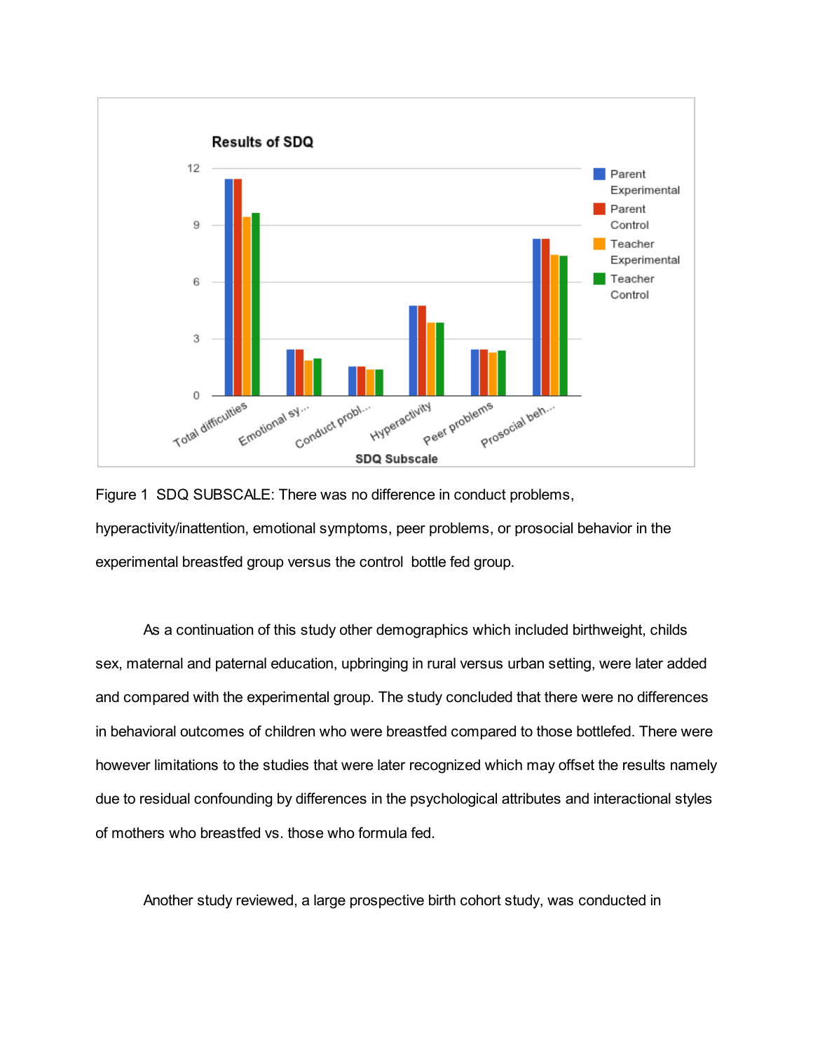Figure 1 SDQ SUBSCALE: There was no difference in conduct problems, hyperactivity/inattention, emotional symptoms, peer problems, or prosocial behavior in the experimental breastfed group versus the control bottle fed group.

As a continuation of this study other demographics which included birthweight, childs sex, maternal and paternal education, upbringing in rural versus urban setting, were later added and compared with the experimental group. The study concluded that there were no differences in behavioral outcomes of children who were breastfed compared to those bottlefed. There were however limitations to the studies that were later recognized which may offset the results namely due to residual confounding by differences in the psychological attributes and interactional styles of mothers who breastfed vs. those who formula fed.

Another study reviewed, a large prospective birth cohort study, was conducted in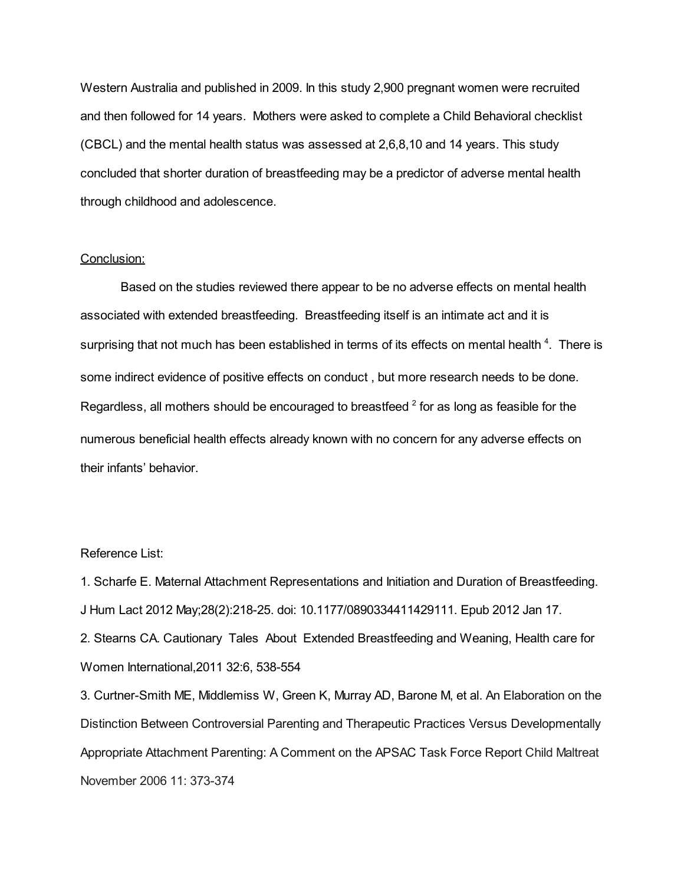Western Australia and published in 2009. In this study 2,900 pregnant women were recruited and then followed for 14 years. Mothers were asked to complete a Child Behavioral checklist (CBCL) and the mental health status was assessed at 2,6,8,10 and 14 years. This study concluded that shorter duration of breastfeeding may be a predictor of adverse mental health through childhood and adolescence.

## Conclusion:

Based on the studies reviewed there appear to be no adverse effects on mental health associated with extended breastfeeding. Breastfeeding itself is an intimate act and it is surprising that not much has been established in terms of its effects on mental health [4]. There is some indirect evidence of positive effects on conduct , but more research needs to be done. Regardless, all mothers should be encouraged to breastfeed [2] for as long as feasible for the numerous beneficial health effects already known with no concern for any adverse effects on their infants' behavior.

Reference List:

1. Scharfe E. Maternal Attachment Representations and Initiation and Duration of Breastfeeding. J Hum Lact 2012 May;28(2):218-25. doi: 10.1177/0890334411429111. Epub 2012 Jan 17.
2. Stearns CA. Cautionary Tales About Extended Breastfeeding and Weaning, Health care for Women International,2011 32:6, 538-554
3. Curtner-Smith ME, Middlemiss W, Green K, Murray AD, Barone M, et al. An Elaboration on the Distinction Between Controversial Parenting and Therapeutic Practices Versus Developmentally Appropriate Attachment Parenting: A Comment on the APSAC Task Force Report Child Maltreat November 2006 11: 373-374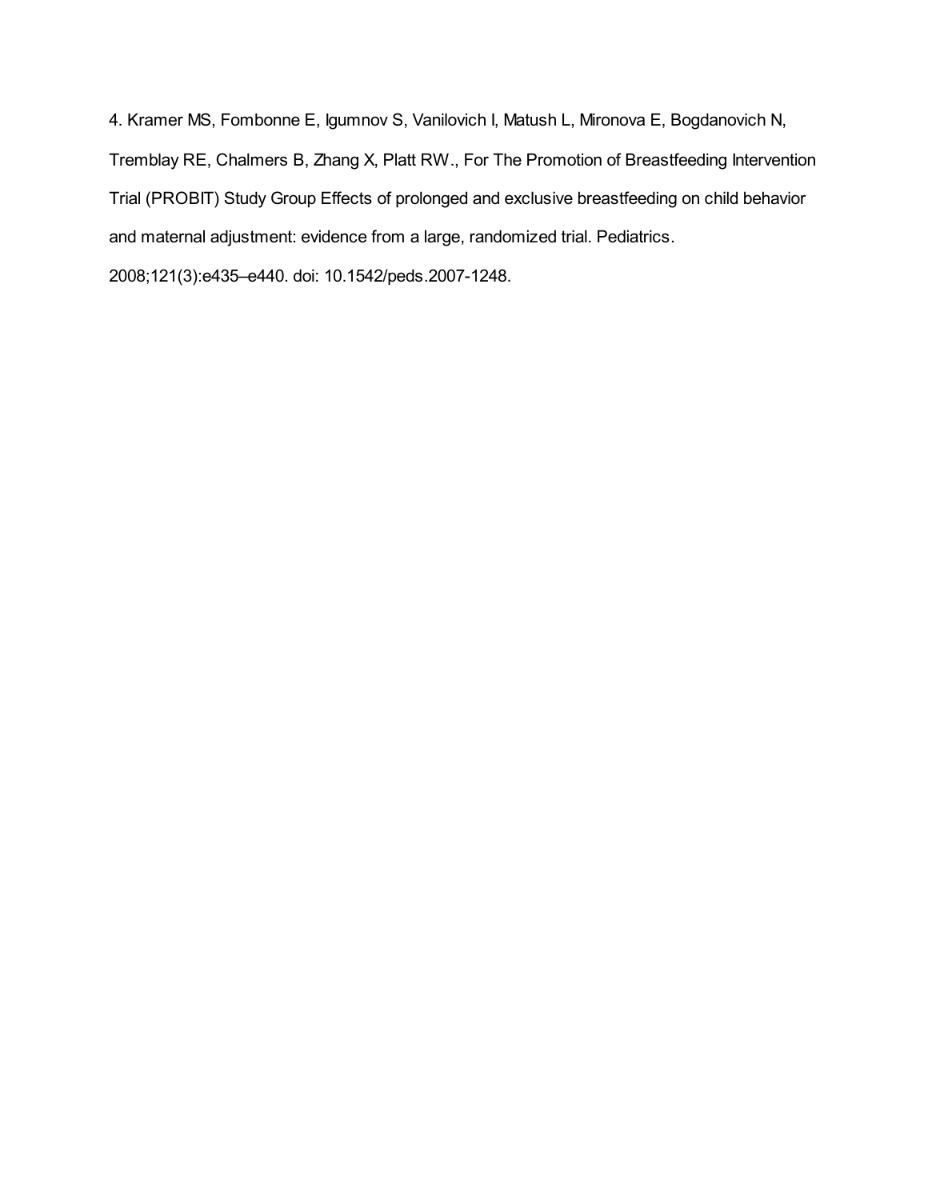4. Kramer MS, Fombonne E, Igumnov S, Vanilovich I, Matush L, Mironova E, Bogdanovich N, Tremblay RE, Chalmers B, Zhang X, Platt RW., For The Promotion of Breastfeeding Intervention Trial (PROBIT) Study Group Effects of prolonged and exclusive breastfeeding on child behavior and maternal adjustment: evidence from a large, randomized trial. Pediatrics. 2008;121(3):e435–e440. doi: 10.1542/peds.2007-1248.